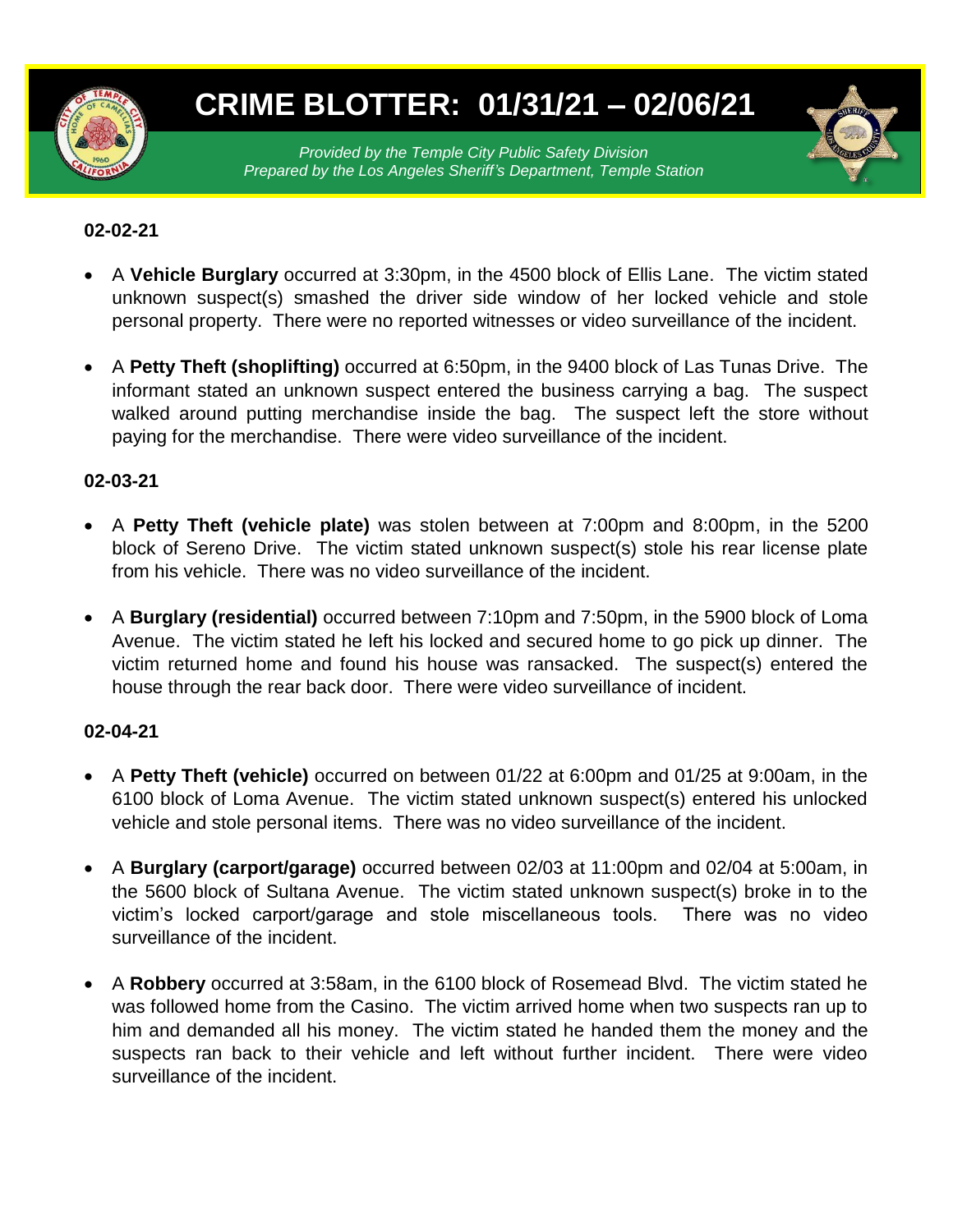# CRIME BLOTTER: 01/31/21 – 02/06/21

*Provided by the Temple City Public Safety Division*
*Prepared by the Los Angeles Sheriff's Department, Temple Station*

**02-02-21**

- A **Vehicle Burglary** occurred at 3:30pm, in the 4500 block of Ellis Lane. The victim stated unknown suspect(s) smashed the driver side window of her locked vehicle and stole personal property. There were no reported witnesses or video surveillance of the incident.
- A **Petty Theft (shoplifting)** occurred at 6:50pm, in the 9400 block of Las Tunas Drive. The informant stated an unknown suspect entered the business carrying a bag. The suspect walked around putting merchandise inside the bag. The suspect left the store without paying for the merchandise. There were video surveillance of the incident.

**02-03-21**

- A **Petty Theft (vehicle plate)** was stolen between at 7:00pm and 8:00pm, in the 5200 block of Sereno Drive. The victim stated unknown suspect(s) stole his rear license plate from his vehicle. There was no video surveillance of the incident.
- A **Burglary (residential)** occurred between 7:10pm and 7:50pm, in the 5900 block of Loma Avenue. The victim stated he left his locked and secured home to go pick up dinner. The victim returned home and found his house was ransacked. The suspect(s) entered the house through the rear back door. There were video surveillance of incident.

**02-04-21**

- A **Petty Theft (vehicle)** occurred on between 01/22 at 6:00pm and 01/25 at 9:00am, in the 6100 block of Loma Avenue. The victim stated unknown suspect(s) entered his unlocked vehicle and stole personal items. There was no video surveillance of the incident.
- A **Burglary (carport/garage)** occurred between 02/03 at 11:00pm and 02/04 at 5:00am, in the 5600 block of Sultana Avenue. The victim stated unknown suspect(s) broke in to the victim's locked carport/garage and stole miscellaneous tools. There was no video surveillance of the incident.
- A **Robbery** occurred at 3:58am, in the 6100 block of Rosemead Blvd. The victim stated he was followed home from the Casino. The victim arrived home when two suspects ran up to him and demanded all his money. The victim stated he handed them the money and the suspects ran back to their vehicle and left without further incident. There were video surveillance of the incident.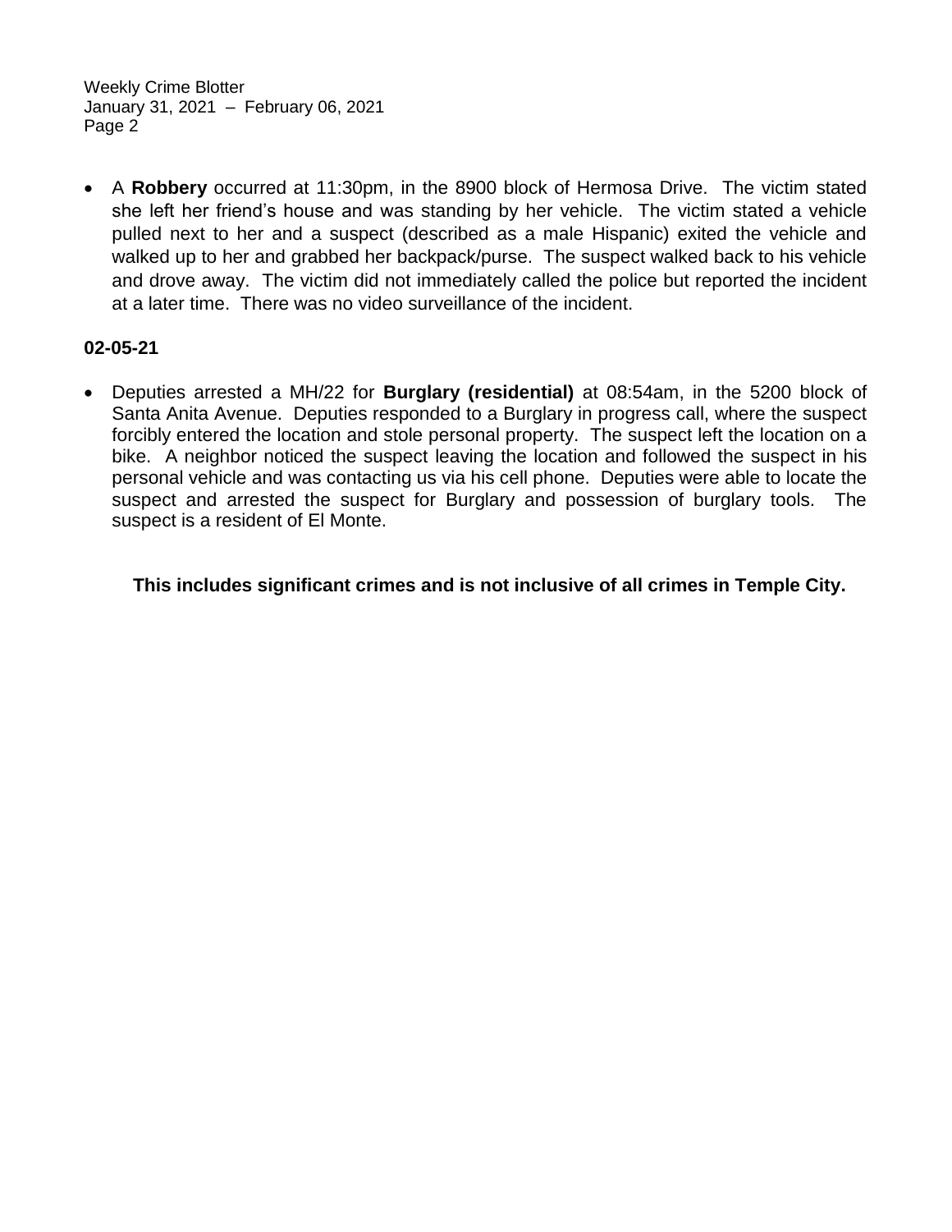- A **Robbery** occurred at 11:30pm, in the 8900 block of Hermosa Drive. The victim stated she left her friend's house and was standing by her vehicle. The victim stated a vehicle pulled next to her and a suspect (described as a male Hispanic) exited the vehicle and walked up to her and grabbed her backpack/purse. The suspect walked back to his vehicle and drove away. The victim did not immediately called the police but reported the incident at a later time. There was no video surveillance of the incident.

**02-05-21**

- Deputies arrested a MH/22 for **Burglary (residential)** at 08:54am, in the 5200 block of Santa Anita Avenue. Deputies responded to a Burglary in progress call, where the suspect forcibly entered the location and stole personal property. The suspect left the location on a bike. A neighbor noticed the suspect leaving the location and followed the suspect in his personal vehicle and was contacting us via his cell phone. Deputies were able to locate the suspect and arrested the suspect for Burglary and possession of burglary tools. The suspect is a resident of El Monte.

**This includes significant crimes and is not inclusive of all crimes in Temple City.**